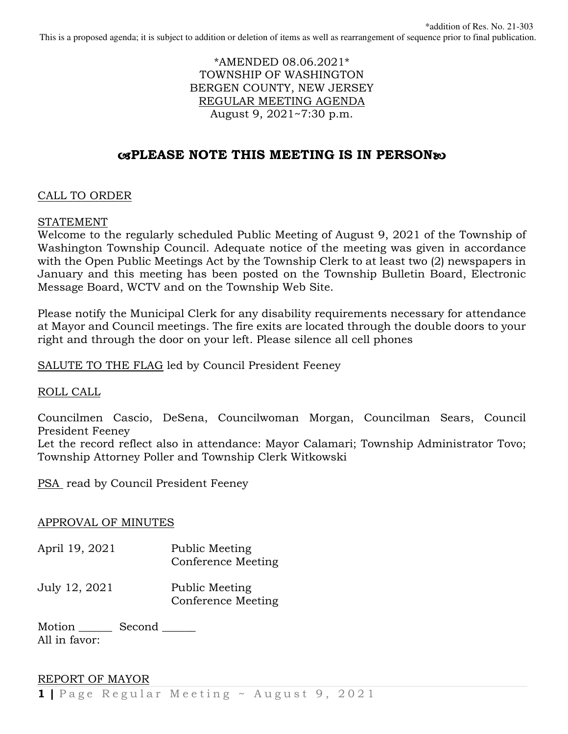*addition of Res. No. 21-303

This is a proposed agenda; it is subject to addition or deletion of items as well as rearrangement of sequence prior to final publication.

*AMENDED 08.06.2021*
TOWNSHIP OF WASHINGTON
BERGEN COUNTY, NEW JERSEY
REGULAR MEETING AGENDA
August 9, 2021~7:30 p.m.

## ☙PLEASE NOTE THIS MEETING IS IN PERSON❧

CALL TO ORDER

STATEMENT

Welcome to the regularly scheduled Public Meeting of August 9, 2021 of the Township of Washington Township Council. Adequate notice of the meeting was given in accordance with the Open Public Meetings Act by the Township Clerk to at least two (2) newspapers in January and this meeting has been posted on the Township Bulletin Board, Electronic Message Board, WCTV and on the Township Web Site.

Please notify the Municipal Clerk for any disability requirements necessary for attendance at Mayor and Council meetings. The fire exits are located through the double doors to your right and through the door on your left. Please silence all cell phones

SALUTE TO THE FLAG led by Council President Feeney

ROLL CALL

Councilmen Cascio, DeSena, Councilwoman Morgan, Councilman Sears, Council President Feeney

Let the record reflect also in attendance: Mayor Calamari; Township Administrator Tovo; Township Attorney Poller and Township Clerk Witkowski

PSA read by Council President Feeney

APPROVAL OF MINUTES

April 19, 2021 Public Meeting
Conference Meeting

July 12, 2021 Public Meeting
Conference Meeting

Motion ______ Second ______
All in favor:

REPORT OF MAYOR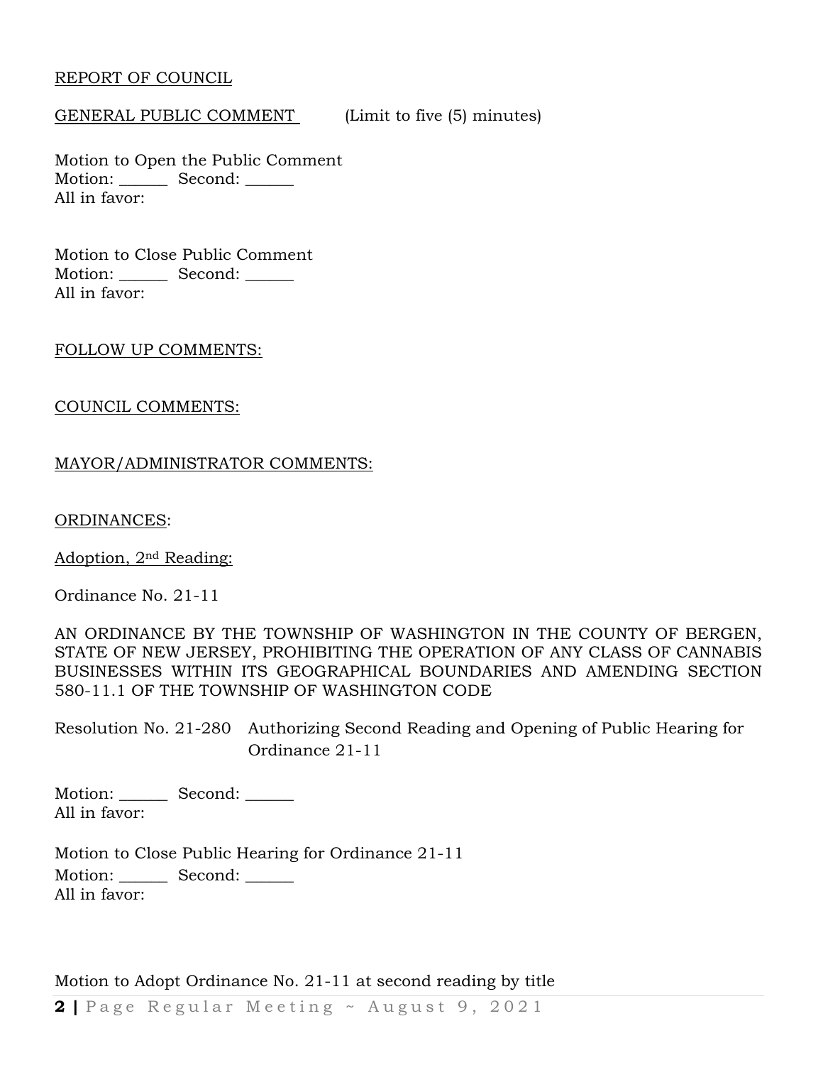REPORT OF COUNCIL

GENERAL PUBLIC COMMENT (Limit to five (5) minutes)

Motion to Open the Public Comment
Motion: ______ Second: ______
All in favor:

Motion to Close Public Comment
Motion: ______ Second: ______
All in favor:

FOLLOW UP COMMENTS:

COUNCIL COMMENTS:

MAYOR/ADMINISTRATOR COMMENTS:

ORDINANCES:

Adoption, 2nd Reading:

Ordinance No. 21-11

AN ORDINANCE BY THE TOWNSHIP OF WASHINGTON IN THE COUNTY OF BERGEN, STATE OF NEW JERSEY, PROHIBITING THE OPERATION OF ANY CLASS OF CANNABIS BUSINESSES WITHIN ITS GEOGRAPHICAL BOUNDARIES AND AMENDING SECTION 580-11.1 OF THE TOWNSHIP OF WASHINGTON CODE

Resolution No. 21-280 Authorizing Second Reading and Opening of Public Hearing for Ordinance 21-11

Motion: ______ Second: ______
All in favor:

Motion to Close Public Hearing for Ordinance 21-11
Motion: ______ Second: ______
All in favor:

Motion to Adopt Ordinance No. 21-11 at second reading by title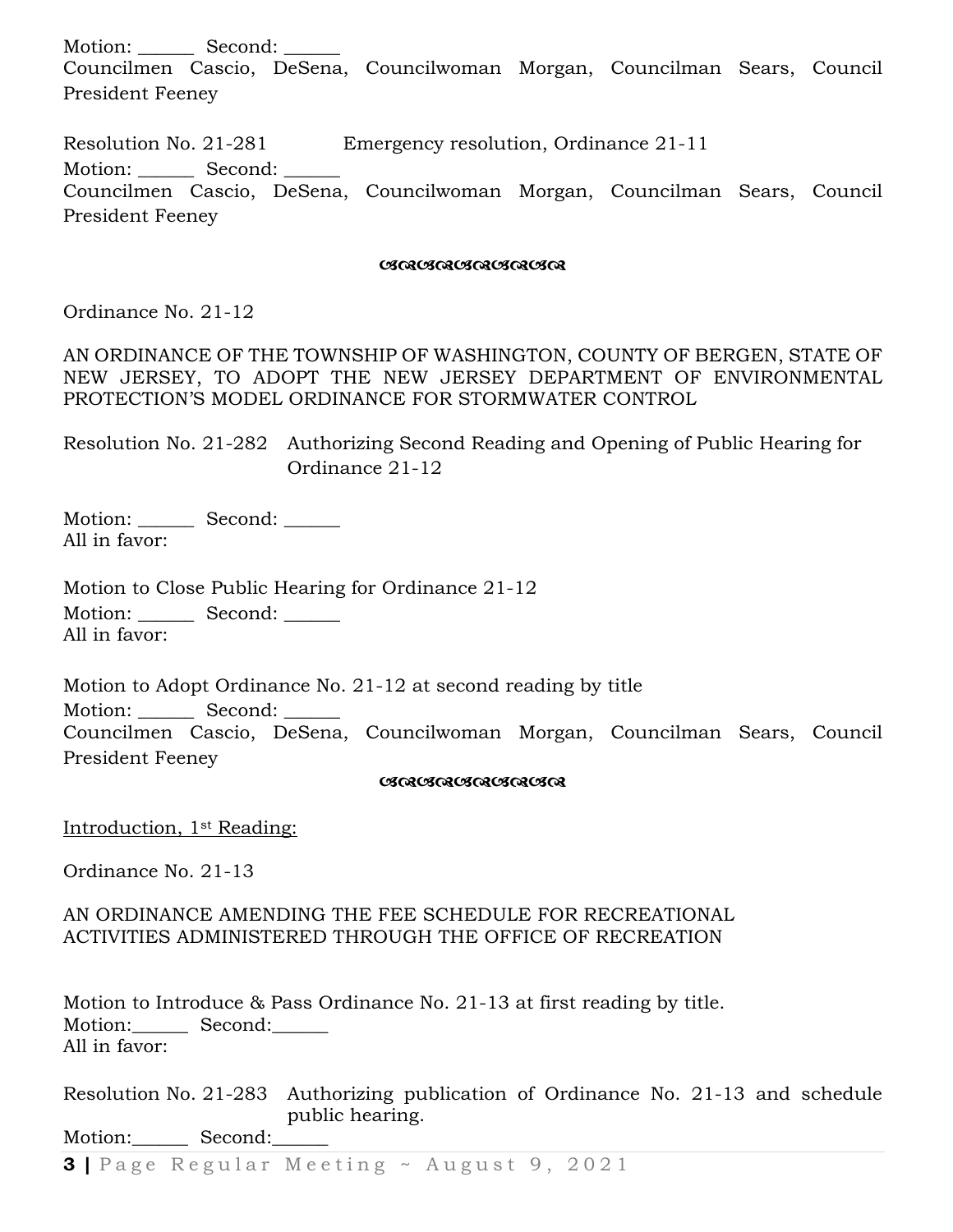Motion: ______ Second: ______
Councilmen Cascio, DeSena, Councilwoman Morgan, Councilman Sears, Council President Feeney

Resolution No. 21-281 Emergency resolution, Ordinance 21-11
Motion: ______ Second: ______
Councilmen Cascio, DeSena, Councilwoman Morgan, Councilman Sears, Council President Feeney

ଓଃଓଃଓଃଓଃଓଃ

Ordinance No. 21-12

AN ORDINANCE OF THE TOWNSHIP OF WASHINGTON, COUNTY OF BERGEN, STATE OF NEW JERSEY, TO ADOPT THE NEW JERSEY DEPARTMENT OF ENVIRONMENTAL PROTECTION'S MODEL ORDINANCE FOR STORMWATER CONTROL

Resolution No. 21-282 Authorizing Second Reading and Opening of Public Hearing for Ordinance 21-12

Motion: ______ Second: ______
All in favor:

Motion to Close Public Hearing for Ordinance 21-12
Motion: ______ Second: ______
All in favor:

Motion to Adopt Ordinance No. 21-12 at second reading by title
Motion: ______ Second: ______
Councilmen Cascio, DeSena, Councilwoman Morgan, Councilman Sears, Council President Feeney

ଓଃଓଃଓଃଓଃଓଃ

<u>Introduction, 1st Reading:</u>

Ordinance No. 21-13

AN ORDINANCE AMENDING THE FEE SCHEDULE FOR RECREATIONAL ACTIVITIES ADMINISTERED THROUGH THE OFFICE OF RECREATION

Motion to Introduce & Pass Ordinance No. 21-13 at first reading by title.
Motion:______ Second:______
All in favor:

Resolution No. 21-283 Authorizing publication of Ordinance No. 21-13 and schedule public hearing.
Motion:______ Second:______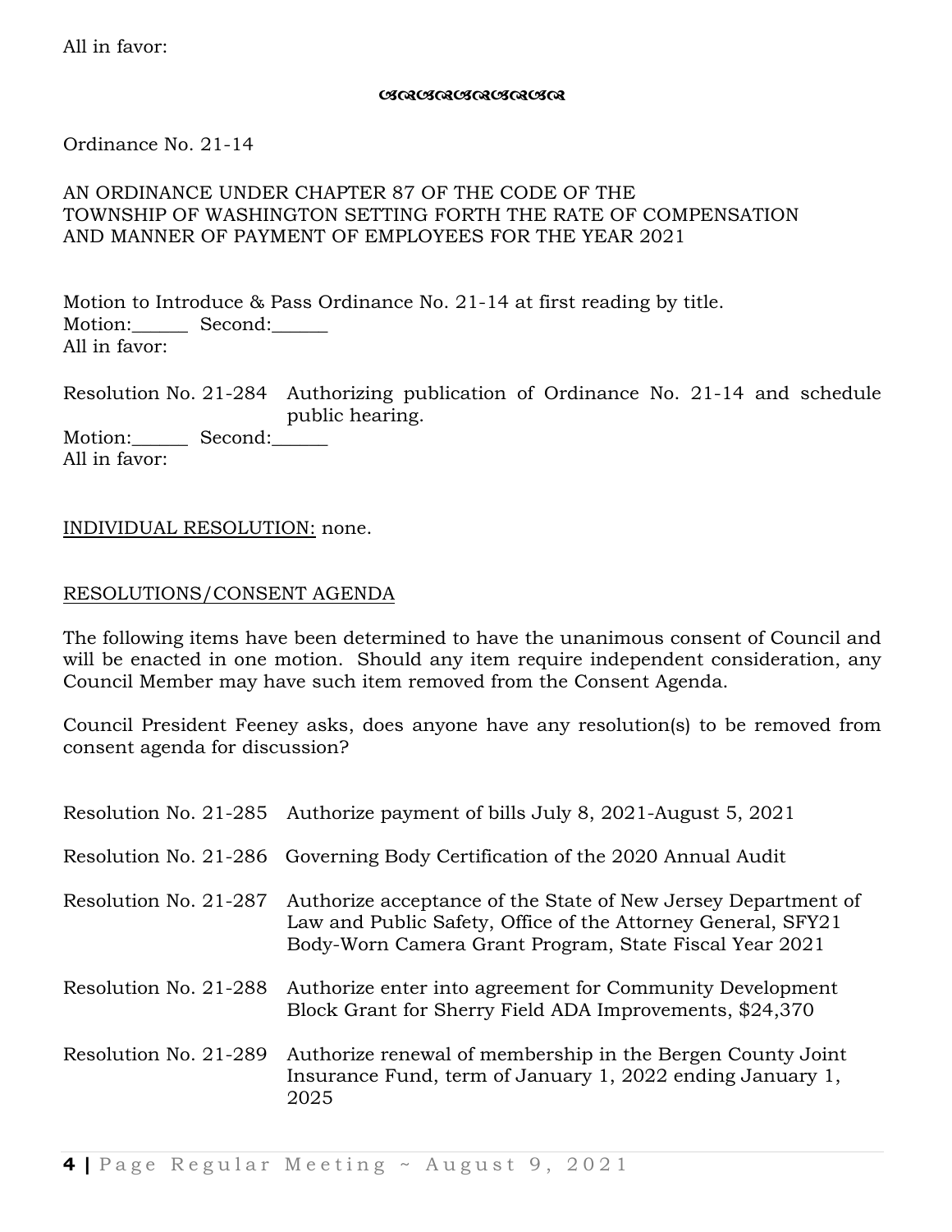All in favor:

ଓଓଓଓଓଓଓଓଓଓ

Ordinance No. 21-14

AN ORDINANCE UNDER CHAPTER 87 OF THE CODE OF THE TOWNSHIP OF WASHINGTON SETTING FORTH THE RATE OF COMPENSATION AND MANNER OF PAYMENT OF EMPLOYEES FOR THE YEAR 2021

Motion to Introduce & Pass Ordinance No. 21-14 at first reading by title.
Motion:______ Second:______
All in favor:

Resolution No. 21-284 Authorizing publication of Ordinance No. 21-14 and schedule public hearing.
Motion:______ Second:______
All in favor:

INDIVIDUAL RESOLUTION: none.

RESOLUTIONS/CONSENT AGENDA

The following items have been determined to have the unanimous consent of Council and will be enacted in one motion. Should any item require independent consideration, any Council Member may have such item removed from the Consent Agenda.

Council President Feeney asks, does anyone have any resolution(s) to be removed from consent agenda for discussion?

Resolution No. 21-285 Authorize payment of bills July 8, 2021-August 5, 2021

Resolution No. 21-286 Governing Body Certification of the 2020 Annual Audit

Resolution No. 21-287 Authorize acceptance of the State of New Jersey Department of Law and Public Safety, Office of the Attorney General, SFY21 Body-Worn Camera Grant Program, State Fiscal Year 2021

Resolution No. 21-288 Authorize enter into agreement for Community Development Block Grant for Sherry Field ADA Improvements, $24,370

Resolution No. 21-289 Authorize renewal of membership in the Bergen County Joint Insurance Fund, term of January 1, 2022 ending January 1, 2025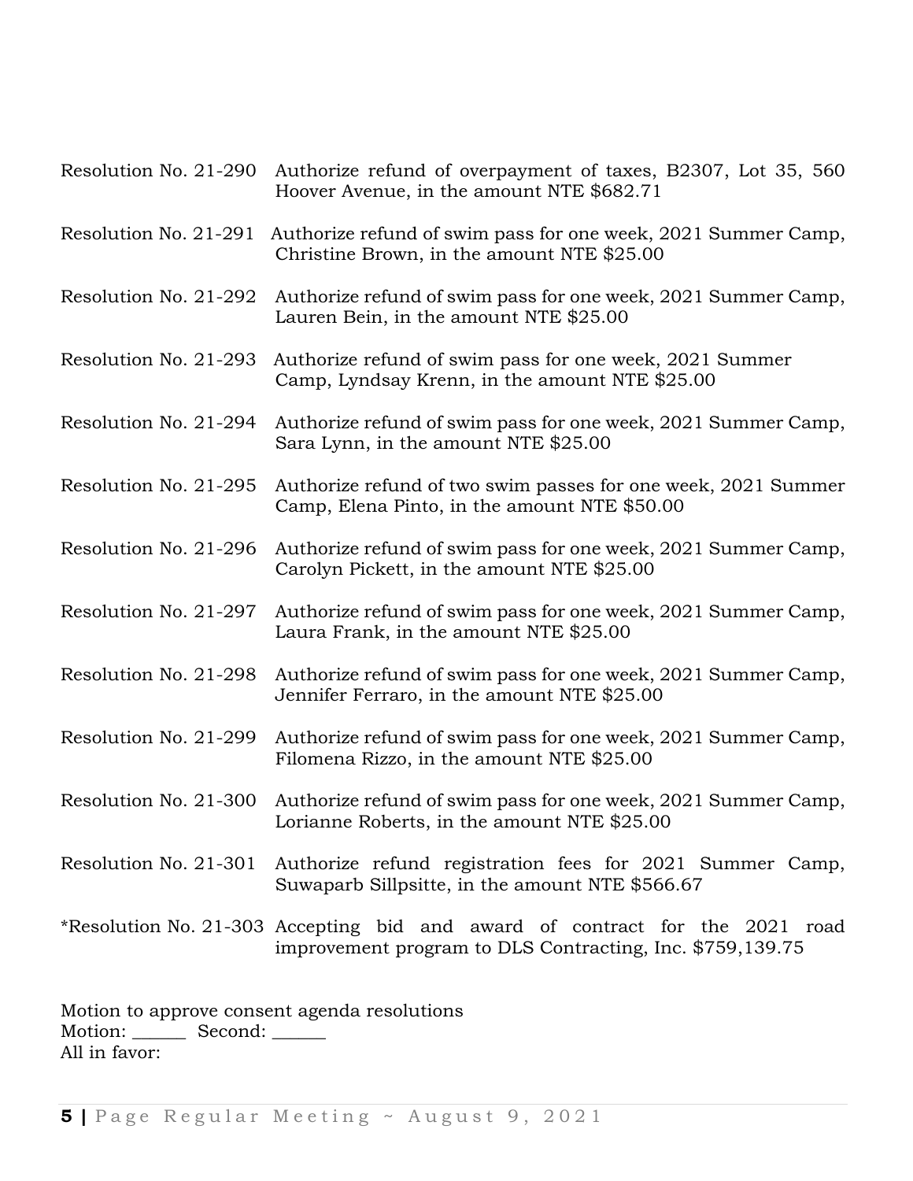Resolution No. 21-290 Authorize refund of overpayment of taxes, B2307, Lot 35, 560 Hoover Avenue, in the amount NTE $682.71

Resolution No. 21-291 Authorize refund of swim pass for one week, 2021 Summer Camp, Christine Brown, in the amount NTE $25.00

Resolution No. 21-292 Authorize refund of swim pass for one week, 2021 Summer Camp, Lauren Bein, in the amount NTE $25.00

Resolution No. 21-293 Authorize refund of swim pass for one week, 2021 Summer Camp, Lyndsay Krenn, in the amount NTE $25.00

Resolution No. 21-294 Authorize refund of swim pass for one week, 2021 Summer Camp, Sara Lynn, in the amount NTE $25.00

Resolution No. 21-295 Authorize refund of two swim passes for one week, 2021 Summer Camp, Elena Pinto, in the amount NTE $50.00

Resolution No. 21-296 Authorize refund of swim pass for one week, 2021 Summer Camp, Carolyn Pickett, in the amount NTE $25.00

Resolution No. 21-297 Authorize refund of swim pass for one week, 2021 Summer Camp, Laura Frank, in the amount NTE $25.00

Resolution No. 21-298 Authorize refund of swim pass for one week, 2021 Summer Camp, Jennifer Ferraro, in the amount NTE $25.00

Resolution No. 21-299 Authorize refund of swim pass for one week, 2021 Summer Camp, Filomena Rizzo, in the amount NTE $25.00

Resolution No. 21-300 Authorize refund of swim pass for one week, 2021 Summer Camp, Lorianne Roberts, in the amount NTE $25.00

Resolution No. 21-301 Authorize refund registration fees for 2021 Summer Camp, Suwaparb Sillpsitte, in the amount NTE $566.67

*Resolution No. 21-303 Accepting bid and award of contract for the 2021 road improvement program to DLS Contracting, Inc. $759,139.75

Motion to approve consent agenda resolutions
Motion: ______ Second: ______
All in favor: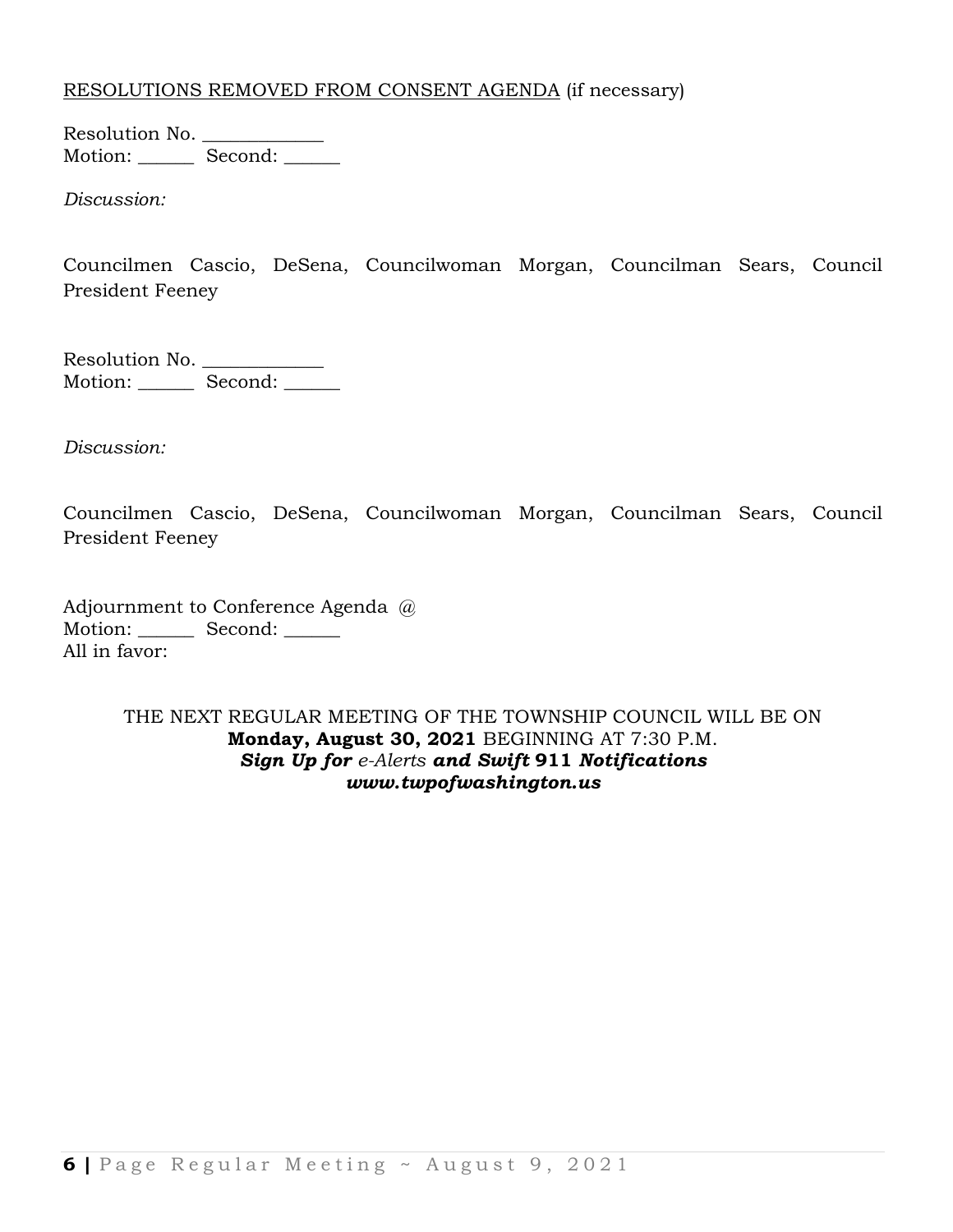<u>RESOLUTIONS REMOVED FROM CONSENT AGENDA</u> (if necessary)

Resolution No. ____________
Motion: ______ Second: ______

*Discussion:*

Councilmen Cascio, DeSena, Councilwoman Morgan, Councilman Sears, Council President Feeney

Resolution No. ____________
Motion: ______ Second: ______

*Discussion:*

Councilmen Cascio, DeSena, Councilwoman Morgan, Councilman Sears, Council President Feeney

Adjournment to Conference Agenda @
Motion: ______ Second: ______
All in favor:

THE NEXT REGULAR MEETING OF THE TOWNSHIP COUNCIL WILL BE ON **Monday, August 30, 2021** BEGINNING AT 7:30 P.M.
***Sign Up for** e-Alerts **and Swift** **911** **Notifications***
***www.twpofwashington.us***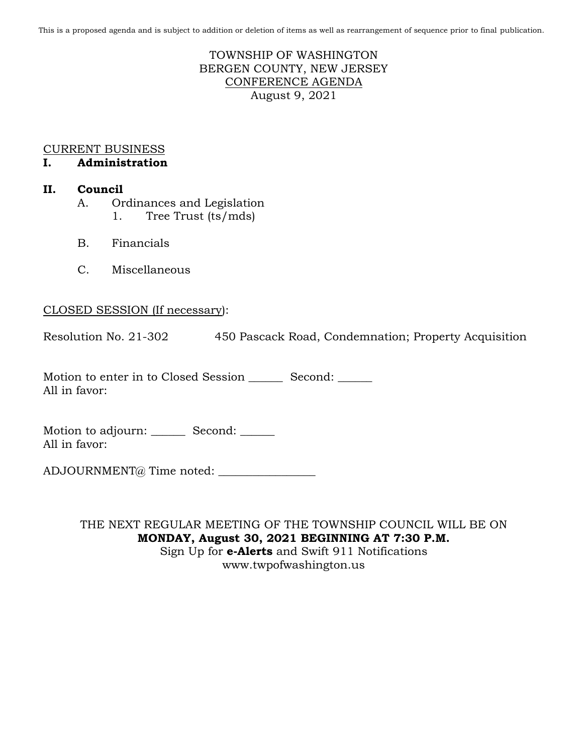This is a proposed agenda and is subject to addition or deletion of items as well as rearrangement of sequence prior to final publication.

# TOWNSHIP OF WASHINGTON
# BERGEN COUNTY, NEW JERSEY
## CONFERENCE AGENDA
August 9, 2021

CURRENT BUSINESS

**I. Administration**

**II. Council**

A. Ordinances and Legislation
   1. Tree Trust (ts/mds)

B. Financials

C. Miscellaneous

CLOSED SESSION (If necessary):

Resolution No. 21-302    450 Pascack Road, Condemnation; Property Acquisition

Motion to enter in to Closed Session ______ Second: ______
All in favor:

Motion to adjourn: ______ Second: ______
All in favor:

ADJOURNMENT@ Time noted: ________________

THE NEXT REGULAR MEETING OF THE TOWNSHIP COUNCIL WILL BE ON
**MONDAY, August 30, 2021 BEGINNING AT 7:30 P.M.**
Sign Up for **e-Alerts** and Swift 911 Notifications
www.twpofwashington.us